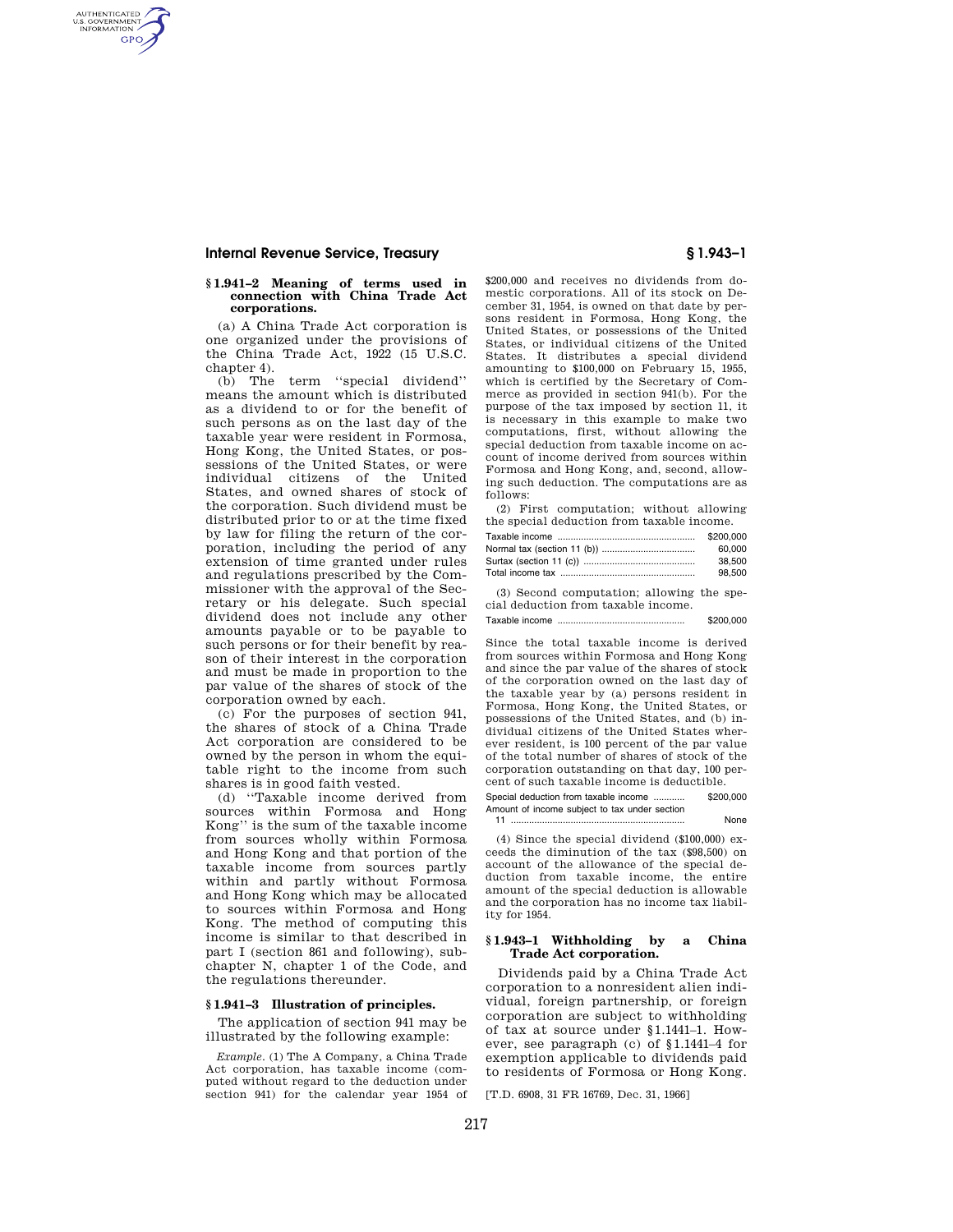## § 1.941–2 Meaning of terms used in connection with China Trade Act corporations.

(a) A China Trade Act corporation is one organized under the provisions of the China Trade Act, 1922 (15 U.S.C. chapter 4).

(b) The term ''special dividend'' means the amount which is distributed as a dividend to or for the benefit of such persons as on the last day of the taxable year were resident in Formosa, Hong Kong, the United States, or possessions of the United States, or were individual citizens of the United States, and owned shares of stock of the corporation. Such dividend must be distributed prior to or at the time fixed by law for filing the return of the corporation, including the period of any extension of time granted under rules and regulations prescribed by the Commissioner with the approval of the Secretary or his delegate. Such special dividend does not include any other amounts payable or to be payable to such persons or for their benefit by reason of their interest in the corporation and must be made in proportion to the par value of the shares of stock of the corporation owned by each.

(c) For the purposes of section 941, the shares of stock of a China Trade Act corporation are considered to be owned by the person in whom the equitable right to the income from such shares is in good faith vested.

(d) ''Taxable income derived from sources within Formosa and Hong Kong'' is the sum of the taxable income from sources wholly within Formosa and Hong Kong and that portion of the taxable income from sources partly within and partly without Formosa and Hong Kong which may be allocated to sources within Formosa and Hong Kong. The method of computing this income is similar to that described in part I (section 861 and following), subchapter N, chapter 1 of the Code, and the regulations thereunder.

## § 1.941–3 Illustration of principles.

The application of section 941 may be illustrated by the following example:

*Example.* (1) The A Company, a China Trade Act corporation, has taxable income (computed without regard to the deduction under section 941) for the calendar year 1954 of $200,000 and receives no dividends from domestic corporations. All of its stock on December 31, 1954, is owned on that date by persons resident in Formosa, Hong Kong, the United States, or possessions of the United States, or individual citizens of the United States. It distributes a special dividend amounting to $100,000 on February 15, 1955, which is certified by the Secretary of Commerce as provided in section 941(b). For the purpose of the tax imposed by section 11, it is necessary in this example to make two computations, first, without allowing the special deduction from taxable income on account of income derived from sources within Formosa and Hong Kong, and, second, allowing such deduction. The computations are as follows:

(2) First computation; without allowing the special deduction from taxable income.

| | |
|---|---|
| Taxable income | $200,000 |
| Normal tax (section 11 (b)) | 60,000 |
| Surtax (section 11 (c)) | 38,500 |
| Total income tax | 98,500 |

(3) Second computation; allowing the special deduction from taxable income.

| | |
|---|---|
| Taxable income | $200,000 |

Since the total taxable income is derived from sources within Formosa and Hong Kong and since the par value of the shares of stock of the corporation owned on the last day of the taxable year by (a) persons resident in Formosa, Hong Kong, the United States, or possessions of the United States, and (b) individual citizens of the United States wherever resident, is 100 percent of the par value of the total number of shares of stock of the corporation outstanding on that day, 100 percent of such taxable income is deductible.

| | |
|---|---|
| Special deduction from taxable income | $200,000 |
| Amount of income subject to tax under section 11 | None |

(4) Since the special dividend ($100,000) exceeds the diminution of the tax ($98,500) on account of the allowance of the special deduction from taxable income, the entire amount of the special deduction is allowable and the corporation has no income tax liability for 1954.

## § 1.943–1 Withholding by a China Trade Act corporation.

Dividends paid by a China Trade Act corporation to a nonresident alien individual, foreign partnership, or foreign corporation are subject to withholding of tax at source under §1.1441–1. However, see paragraph (c) of §1.1441–4 for exemption applicable to dividends paid to residents of Formosa or Hong Kong.

[T.D. 6908, 31 FR 16769, Dec. 31, 1966]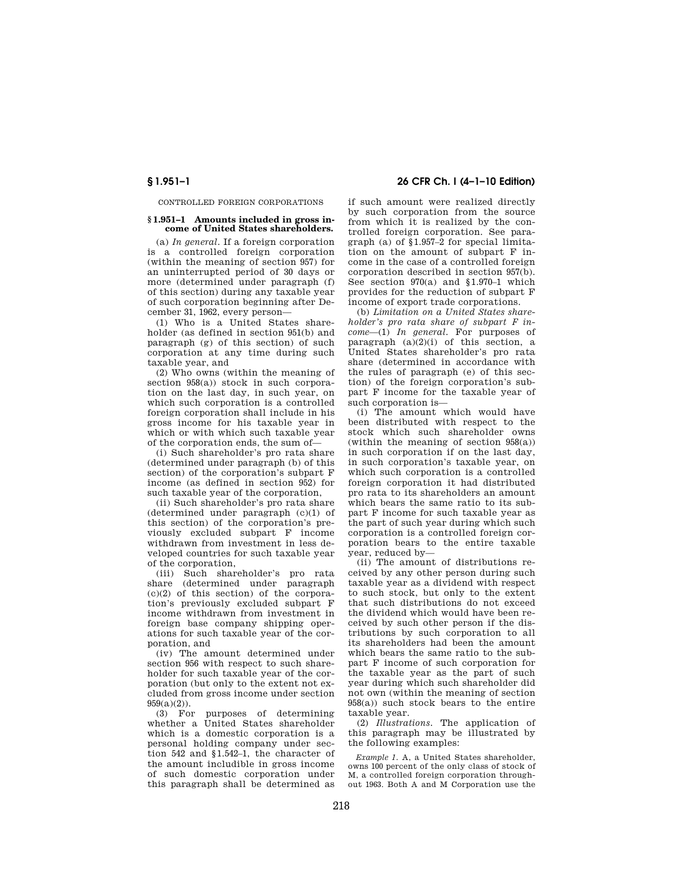CONTROLLED FOREIGN CORPORATIONS

### § 1.951–1 Amounts included in gross income of United States shareholders.

(a) *In general.* If a foreign corporation is a controlled foreign corporation (within the meaning of section 957) for an uninterrupted period of 30 days or more (determined under paragraph (f) of this section) during any taxable year of such corporation beginning after December 31, 1962, every person—

(1) Who is a United States shareholder (as defined in section 951(b) and paragraph (g) of this section) of such corporation at any time during such taxable year, and

(2) Who owns (within the meaning of section 958(a)) stock in such corporation on the last day, in such year, on which such corporation is a controlled foreign corporation shall include in his gross income for his taxable year in which or with which such taxable year of the corporation ends, the sum of—

(i) Such shareholder's pro rata share (determined under paragraph (b) of this section) of the corporation's subpart F income (as defined in section 952) for such taxable year of the corporation,

(ii) Such shareholder's pro rata share (determined under paragraph (c)(1) of this section) of the corporation's previously excluded subpart F income withdrawn from investment in less developed countries for such taxable year of the corporation,

(iii) Such shareholder's pro rata share (determined under paragraph (c)(2) of this section) of the corporation's previously excluded subpart F income withdrawn from investment in foreign base company shipping operations for such taxable year of the corporation, and

(iv) The amount determined under section 956 with respect to such shareholder for such taxable year of the corporation (but only to the extent not excluded from gross income under section 959(a)(2)).

(3) For purposes of determining whether a United States shareholder which is a domestic corporation is a personal holding company under section 542 and §1.542–1, the character of the amount includible in gross income of such domestic corporation under this paragraph shall be determined as if such amount were realized directly by such corporation from the source from which it is realized by the controlled foreign corporation. See paragraph (a) of §1.957–2 for special limitation on the amount of subpart F income in the case of a controlled foreign corporation described in section 957(b). See section 970(a) and §1.970–1 which provides for the reduction of subpart F income of export trade corporations.

(b) *Limitation on a United States shareholder's pro rata share of subpart F income*—(1) *In general.* For purposes of paragraph (a)(2)(i) of this section, a United States shareholder's pro rata share (determined in accordance with the rules of paragraph (e) of this section) of the foreign corporation's subpart F income for the taxable year of such corporation is—

(i) The amount which would have been distributed with respect to the stock which such shareholder owns (within the meaning of section 958(a)) in such corporation if on the last day, in such corporation's taxable year, on which such corporation is a controlled foreign corporation it had distributed pro rata to its shareholders an amount which bears the same ratio to its subpart F income for such taxable year as the part of such year during which such corporation is a controlled foreign corporation bears to the entire taxable year, reduced by—

(ii) The amount of distributions received by any other person during such taxable year as a dividend with respect to such stock, but only to the extent that such distributions do not exceed the dividend which would have been received by such other person if the distributions by such corporation to all its shareholders had been the amount which bears the same ratio to the subpart F income of such corporation for the taxable year as the part of such year during which such shareholder did not own (within the meaning of section 958(a)) such stock bears to the entire taxable year.

(2) *Illustrations.* The application of this paragraph may be illustrated by the following examples:

*Example 1.* A, a United States shareholder, owns 100 percent of the only class of stock of M, a controlled foreign corporation throughout 1963. Both A and M Corporation use the